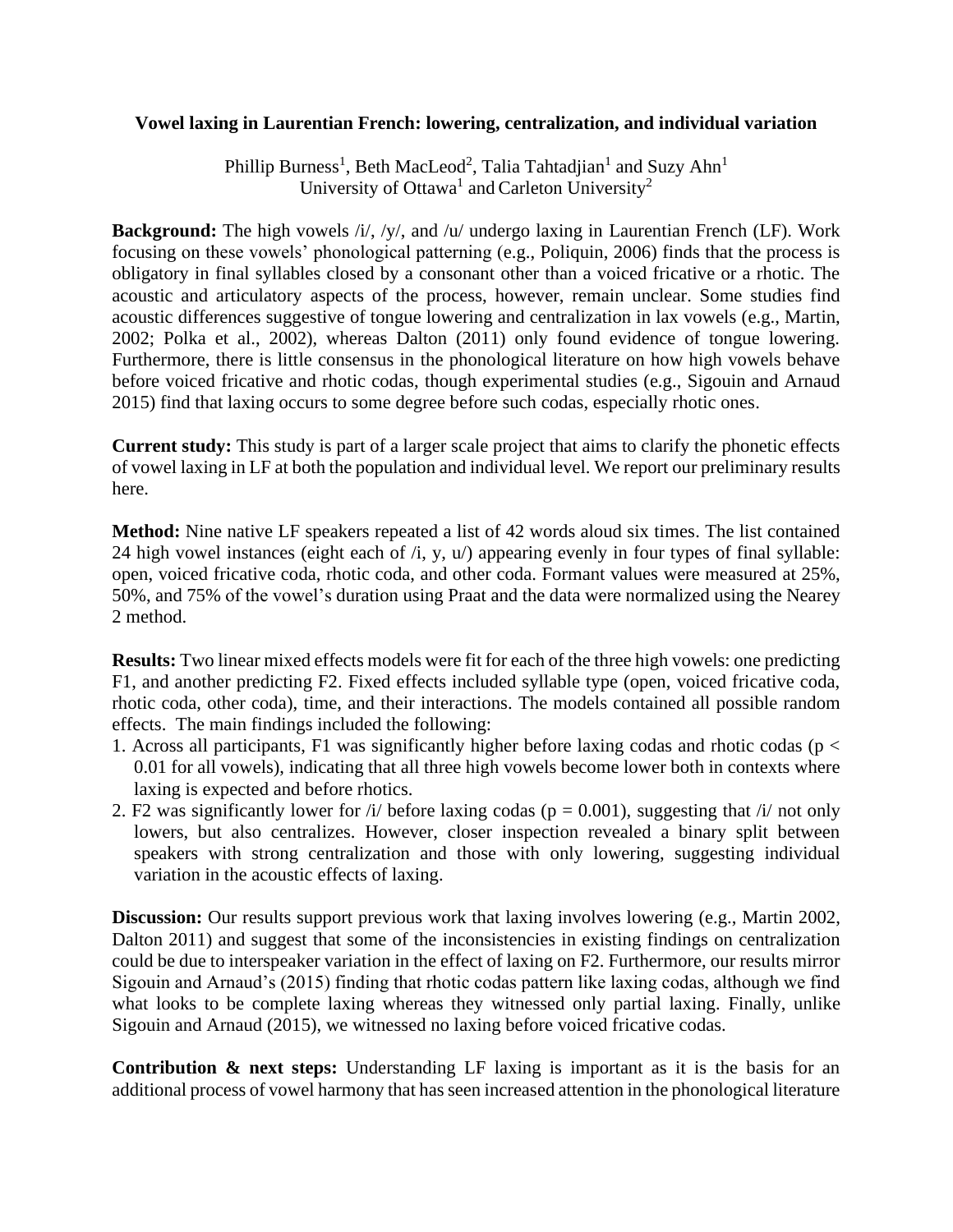# Vowel laxing in Laurentian French: lowering, centralization, and individual variation

Phillip Burness[1], Beth MacLeod[2], Talia Tahtadjian[1] and Suzy Ahn[1]
University of Ottawa[1] and Carleton University[2]

**Background:** The high vowels /i/, /y/, and /u/ undergo laxing in Laurentian French (LF). Work focusing on these vowels' phonological patterning (e.g., Poliquin, 2006) finds that the process is obligatory in final syllables closed by a consonant other than a voiced fricative or a rhotic. The acoustic and articulatory aspects of the process, however, remain unclear. Some studies find acoustic differences suggestive of tongue lowering and centralization in lax vowels (e.g., Martin, 2002; Polka et al., 2002), whereas Dalton (2011) only found evidence of tongue lowering. Furthermore, there is little consensus in the phonological literature on how high vowels behave before voiced fricative and rhotic codas, though experimental studies (e.g., Sigouin and Arnaud 2015) find that laxing occurs to some degree before such codas, especially rhotic ones.

**Current study:** This study is part of a larger scale project that aims to clarify the phonetic effects of vowel laxing in LF at both the population and individual level. We report our preliminary results here.

**Method:** Nine native LF speakers repeated a list of 42 words aloud six times. The list contained 24 high vowel instances (eight each of /i, y, u/) appearing evenly in four types of final syllable: open, voiced fricative coda, rhotic coda, and other coda. Formant values were measured at 25%, 50%, and 75% of the vowel's duration using Praat and the data were normalized using the Nearey 2 method.

**Results:** Two linear mixed effects models were fit for each of the three high vowels: one predicting F1, and another predicting F2. Fixed effects included syllable type (open, voiced fricative coda, rhotic coda, other coda), time, and their interactions. The models contained all possible random effects. The main findings included the following:

1. Across all participants, F1 was significantly higher before laxing codas and rhotic codas ($p < 0.01$ for all vowels), indicating that all three high vowels become lower both in contexts where laxing is expected and before rhotics.
2. F2 was significantly lower for /i/ before laxing codas ($p = 0.001$), suggesting that /i/ not only lowers, but also centralizes. However, closer inspection revealed a binary split between speakers with strong centralization and those with only lowering, suggesting individual variation in the acoustic effects of laxing.

**Discussion:** Our results support previous work that laxing involves lowering (e.g., Martin 2002, Dalton 2011) and suggest that some of the inconsistencies in existing findings on centralization could be due to interspeaker variation in the effect of laxing on F2. Furthermore, our results mirror Sigouin and Arnaud's (2015) finding that rhotic codas pattern like laxing codas, although we find what looks to be complete laxing whereas they witnessed only partial laxing. Finally, unlike Sigouin and Arnaud (2015), we witnessed no laxing before voiced fricative codas.

**Contribution & next steps:** Understanding LF laxing is important as it is the basis for an additional process of vowel harmony that has seen increased attention in the phonological literature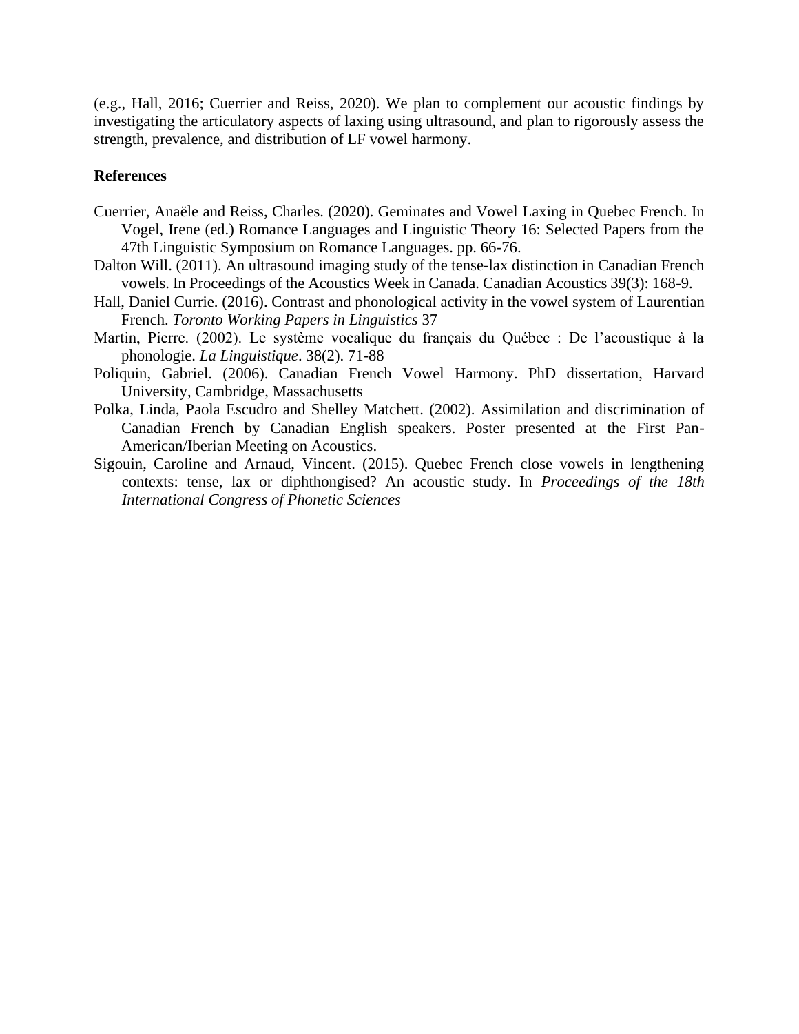(e.g., Hall, 2016; Cuerrier and Reiss, 2020). We plan to complement our acoustic findings by investigating the articulatory aspects of laxing using ultrasound, and plan to rigorously assess the strength, prevalence, and distribution of LF vowel harmony.

**References**

Cuerrier, Anaële and Reiss, Charles. (2020). Geminates and Vowel Laxing in Quebec French. In Vogel, Irene (ed.) Romance Languages and Linguistic Theory 16: Selected Papers from the 47th Linguistic Symposium on Romance Languages. pp. 66-76.

Dalton Will. (2011). An ultrasound imaging study of the tense-lax distinction in Canadian French vowels. In Proceedings of the Acoustics Week in Canada. Canadian Acoustics 39(3): 168-9.

Hall, Daniel Currie. (2016). Contrast and phonological activity in the vowel system of Laurentian French. *Toronto Working Papers in Linguistics* 37

Martin, Pierre. (2002). Le système vocalique du français du Québec : De l'acoustique à la phonologie. *La Linguistique*. 38(2). 71-88

Poliquin, Gabriel. (2006). Canadian French Vowel Harmony. PhD dissertation, Harvard University, Cambridge, Massachusetts

Polka, Linda, Paola Escudro and Shelley Matchett. (2002). Assimilation and discrimination of Canadian French by Canadian English speakers. Poster presented at the First Pan-American/Iberian Meeting on Acoustics.

Sigouin, Caroline and Arnaud, Vincent. (2015). Quebec French close vowels in lengthening contexts: tense, lax or diphthongised? An acoustic study. In *Proceedings of the 18th International Congress of Phonetic Sciences*